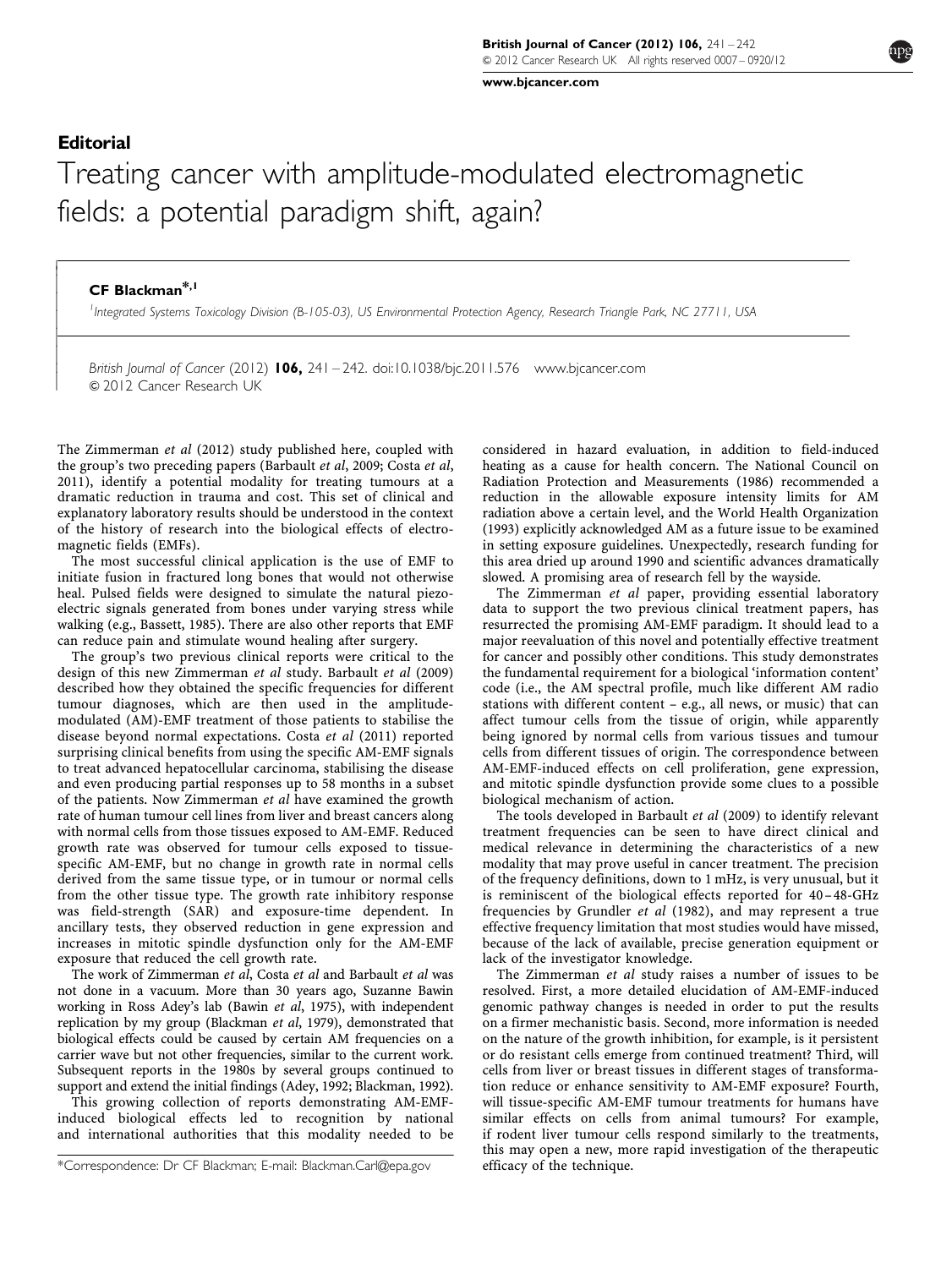## Editorial

# Treating cancer with amplitude-modulated electromagnetic fields: a potential paradigm shift, again?

**CF Blackman**[*,1]

[1]Integrated Systems Toxicology Division (B-105-03), US Environmental Protection Agency, Research Triangle Park, NC 27711, USA

*British Journal of Cancer* (2012) **106**, 241–242. doi:10.1038/bjc.2011.576 www.bjcancer.com
© 2012 Cancer Research UK

The Zimmerman *et al* (2012) study published here, coupled with the group's two preceding papers (Barbault *et al*, 2009; Costa *et al*, 2011), identify a potential modality for treating tumours at a dramatic reduction in trauma and cost. This set of clinical and explanatory laboratory results should be understood in the context of the history of research into the biological effects of electromagnetic fields (EMFs).

The most successful clinical application is the use of EMF to initiate fusion in fractured long bones that would not otherwise heal. Pulsed fields were designed to simulate the natural piezoelectric signals generated from bones under varying stress while walking (e.g., Bassett, 1985). There are also other reports that EMF can reduce pain and stimulate wound healing after surgery.

The group's two previous clinical reports were critical to the design of this new Zimmerman *et al* study. Barbault *et al* (2009) described how they obtained the specific frequencies for different tumour diagnoses, which are then used in the amplitude-modulated (AM)-EMF treatment of those patients to stabilise the disease beyond normal expectations. Costa *et al* (2011) reported surprising clinical benefits from using the specific AM-EMF signals to treat advanced hepatocellular carcinoma, stabilising the disease and even producing partial responses up to 58 months in a subset of the patients. Now Zimmerman *et al* have examined the growth rate of human tumour cell lines from liver and breast cancers along with normal cells from those tissues exposed to AM-EMF. Reduced growth rate was observed for tumour cells exposed to tissue-specific AM-EMF, but no change in growth rate in normal cells derived from the same tissue type, or in tumour or normal cells from the other tissue type. The growth rate inhibitory response was field-strength (SAR) and exposure-time dependent. In ancillary tests, they observed reduction in gene expression and increases in mitotic spindle dysfunction only for the AM-EMF exposure that reduced the cell growth rate.

The work of Zimmerman *et al*, Costa *et al* and Barbault *et al* was not done in a vacuum. More than 30 years ago, Suzanne Bawin working in Ross Adey's lab (Bawin *et al*, 1975), with independent replication by my group (Blackman *et al*, 1979), demonstrated that biological effects could be caused by certain AM frequencies on a carrier wave but not other frequencies, similar to the current work. Subsequent reports in the 1980s by several groups continued to support and extend the initial findings (Adey, 1992; Blackman, 1992).

This growing collection of reports demonstrating AM-EMF-induced biological effects led to recognition by national and international authorities that this modality needed to be considered in hazard evaluation, in addition to field-induced heating as a cause for health concern. The National Council on Radiation Protection and Measurements (1986) recommended a reduction in the allowable exposure intensity limits for AM radiation above a certain level, and the World Health Organization (1993) explicitly acknowledged AM as a future issue to be examined in setting exposure guidelines. Unexpectedly, research funding for this area dried up around 1990 and scientific advances dramatically slowed. A promising area of research fell by the wayside.

The Zimmerman *et al* paper, providing essential laboratory data to support the two previous clinical treatment papers, has resurrected the promising AM-EMF paradigm. It should lead to a major reevaluation of this novel and potentially effective treatment for cancer and possibly other conditions. This study demonstrates the fundamental requirement for a biological 'information content' code (i.e., the AM spectral profile, much like different AM radio stations with different content – e.g., all news, or music) that can affect tumour cells from the tissue of origin, while apparently being ignored by normal cells from various tissues and tumour cells from different tissues of origin. The correspondence between AM-EMF-induced effects on cell proliferation, gene expression, and mitotic spindle dysfunction provide some clues to a possible biological mechanism of action.

The tools developed in Barbault *et al* (2009) to identify relevant treatment frequencies can be seen to have direct clinical and medical relevance in determining the characteristics of a new modality that may prove useful in cancer treatment. The precision of the frequency definitions, down to 1 mHz, is very unusual, but it is reminiscent of the biological effects reported for 40–48-GHz frequencies by Grundler *et al* (1982), and may represent a true effective frequency limitation that most studies would have missed, because of the lack of available, precise generation equipment or lack of the investigator knowledge.

The Zimmerman *et al* study raises a number of issues to be resolved. First, a more detailed elucidation of AM-EMF-induced genomic pathway changes is needed in order to put the results on a firmer mechanistic basis. Second, more information is needed on the nature of the growth inhibition, for example, is it persistent or do resistant cells emerge from continued treatment? Third, will cells from liver or breast tissues in different stages of transformation reduce or enhance sensitivity to AM-EMF exposure? Fourth, will tissue-specific AM-EMF tumour treatments for humans have similar effects on cells from animal tumours? For example, if rodent liver tumour cells respond similarly to the treatments, this may open a new, more rapid investigation of the therapeutic efficacy of the technique.

*Correspondence: Dr CF Blackman; E-mail: Blackman.Carl@epa.gov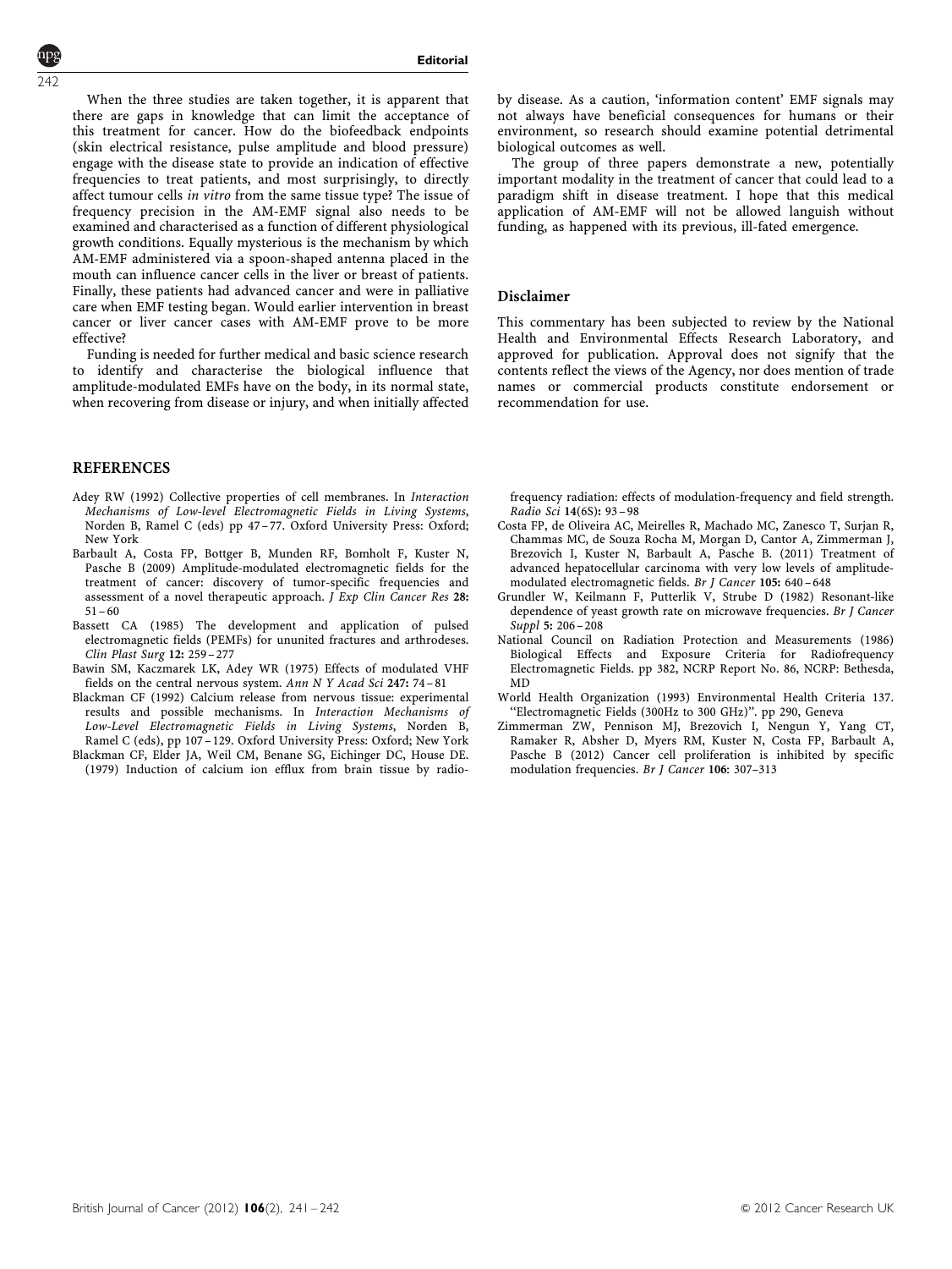When the three studies are taken together, it is apparent that there are gaps in knowledge that can limit the acceptance of this treatment for cancer. How do the biofeedback endpoints (skin electrical resistance, pulse amplitude and blood pressure) engage with the disease state to provide an indication of effective frequencies to treat patients, and most surprisingly, to directly affect tumour cells *in vitro* from the same tissue type? The issue of frequency precision in the AM-EMF signal also needs to be examined and characterised as a function of different physiological growth conditions. Equally mysterious is the mechanism by which AM-EMF administered via a spoon-shaped antenna placed in the mouth can influence cancer cells in the liver or breast of patients. Finally, these patients had advanced cancer and were in palliative care when EMF testing began. Would earlier intervention in breast cancer or liver cancer cases with AM-EMF prove to be more effective?

Funding is needed for further medical and basic science research to identify and characterise the biological influence that amplitude-modulated EMFs have on the body, in its normal state, when recovering from disease or injury, and when initially affected by disease. As a caution, 'information content' EMF signals may not always have beneficial consequences for humans or their environment, so research should examine potential detrimental biological outcomes as well.

The group of three papers demonstrate a new, potentially important modality in the treatment of cancer that could lead to a paradigm shift in disease treatment. I hope that this medical application of AM-EMF will not be allowed languish without funding, as happened with its previous, ill-fated emergence.

## Disclaimer

This commentary has been subjected to review by the National Health and Environmental Effects Research Laboratory, and approved for publication. Approval does not signify that the contents reflect the views of the Agency, nor does mention of trade names or commercial products constitute endorsement or recommendation for use.

## REFERENCES

- Adey RW (1992) Collective properties of cell membranes. In *Interaction Mechanisms of Low-level Electromagnetic Fields in Living Systems*, Norden B, Ramel C (eds) pp 47–77. Oxford University Press: Oxford; New York
- Barbault A, Costa FP, Bottger B, Munden RF, Bomholt F, Kuster N, Pasche B (2009) Amplitude-modulated electromagnetic fields for the treatment of cancer: discovery of tumor-specific frequencies and assessment of a novel therapeutic approach. *J Exp Clin Cancer Res* **28:** 51–60
- Bassett CA (1985) The development and application of pulsed electromagnetic fields (PEMFs) for ununited fractures and arthrodeses. *Clin Plast Surg* **12:** 259–277
- Bawin SM, Kaczmarek LK, Adey WR (1975) Effects of modulated VHF fields on the central nervous system. *Ann N Y Acad Sci* **247:** 74–81
- Blackman CF (1992) Calcium release from nervous tissue: experimental results and possible mechanisms. In *Interaction Mechanisms of Low-Level Electromagnetic Fields in Living Systems*, Norden B, Ramel C (eds), pp 107–129. Oxford University Press: Oxford; New York
- Blackman CF, Elder JA, Weil CM, Benane SG, Eichinger DC, House DE. (1979) Induction of calcium ion efflux from brain tissue by radio-frequency radiation: effects of modulation-frequency and field strength. *Radio Sci* **14**(6S)**:** 93–98
- Costa FP, de Oliveira AC, Meirelles R, Machado MC, Zanesco T, Surjan R, Chammas MC, de Souza Rocha M, Morgan D, Cantor A, Zimmerman J, Brezovich I, Kuster N, Barbault A, Pasche B. (2011) Treatment of advanced hepatocellular carcinoma with very low levels of amplitude-modulated electromagnetic fields. *Br J Cancer* **105:** 640–648
- Grundler W, Keilmann F, Putterlik V, Strube D (1982) Resonant-like dependence of yeast growth rate on microwave frequencies. *Br J Cancer Suppl* **5:** 206–208
- National Council on Radiation Protection and Measurements (1986) Biological Effects and Exposure Criteria for Radiofrequency Electromagnetic Fields. pp 382, NCRP Report No. 86, NCRP: Bethesda, MD
- World Health Organization (1993) Environmental Health Criteria 137. "Electromagnetic Fields (300Hz to 300 GHz)". pp 290, Geneva
- Zimmerman ZW, Pennison MJ, Brezovich I, Nengun Y, Yang CT, Ramaker R, Absher D, Myers RM, Kuster N, Costa FP, Barbault A, Pasche B (2012) Cancer cell proliferation is inhibited by specific modulation frequencies. *Br J Cancer* **106**: 307–313